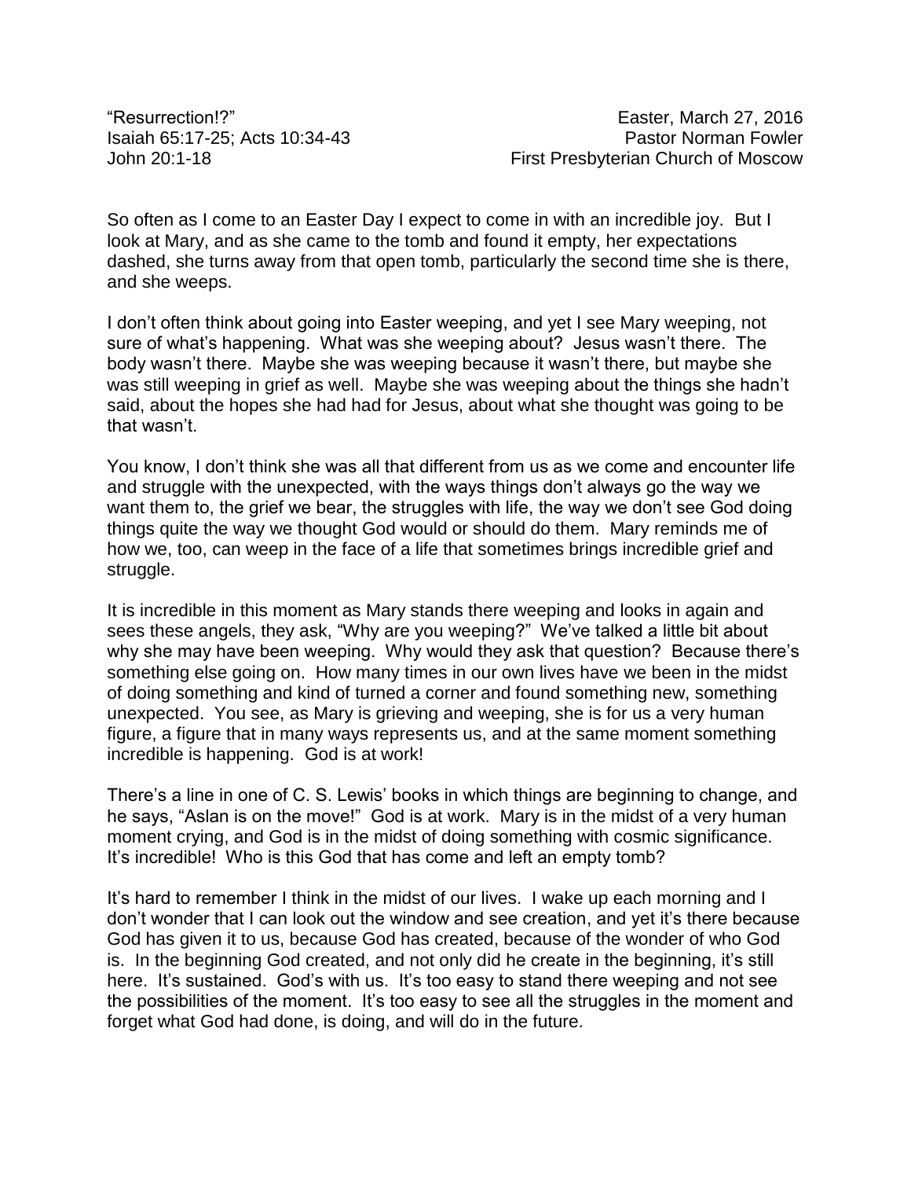“Resurrection!?” Easter, March 27, 2016
Isaiah 65:17-25; Acts 10:34-43 Pastor Norman Fowler
John 20:1-18 First Presbyterian Church of Moscow

So often as I come to an Easter Day I expect to come in with an incredible joy. But I look at Mary, and as she came to the tomb and found it empty, her expectations dashed, she turns away from that open tomb, particularly the second time she is there, and she weeps.

I don’t often think about going into Easter weeping, and yet I see Mary weeping, not sure of what’s happening. What was she weeping about? Jesus wasn’t there. The body wasn’t there. Maybe she was weeping because it wasn’t there, but maybe she was still weeping in grief as well. Maybe she was weeping about the things she hadn’t said, about the hopes she had had for Jesus, about what she thought was going to be that wasn’t.

You know, I don’t think she was all that different from us as we come and encounter life and struggle with the unexpected, with the ways things don’t always go the way we want them to, the grief we bear, the struggles with life, the way we don’t see God doing things quite the way we thought God would or should do them. Mary reminds me of how we, too, can weep in the face of a life that sometimes brings incredible grief and struggle.

It is incredible in this moment as Mary stands there weeping and looks in again and sees these angels, they ask, “Why are you weeping?” We’ve talked a little bit about why she may have been weeping. Why would they ask that question? Because there’s something else going on. How many times in our own lives have we been in the midst of doing something and kind of turned a corner and found something new, something unexpected. You see, as Mary is grieving and weeping, she is for us a very human figure, a figure that in many ways represents us, and at the same moment something incredible is happening. God is at work!

There’s a line in one of C. S. Lewis’ books in which things are beginning to change, and he says, “Aslan is on the move!” God is at work. Mary is in the midst of a very human moment crying, and God is in the midst of doing something with cosmic significance. It’s incredible! Who is this God that has come and left an empty tomb?

It’s hard to remember I think in the midst of our lives. I wake up each morning and I don’t wonder that I can look out the window and see creation, and yet it’s there because God has given it to us, because God has created, because of the wonder of who God is. In the beginning God created, and not only did he create in the beginning, it’s still here. It’s sustained. God’s with us. It’s too easy to stand there weeping and not see the possibilities of the moment. It’s too easy to see all the struggles in the moment and forget what God had done, is doing, and will do in the future.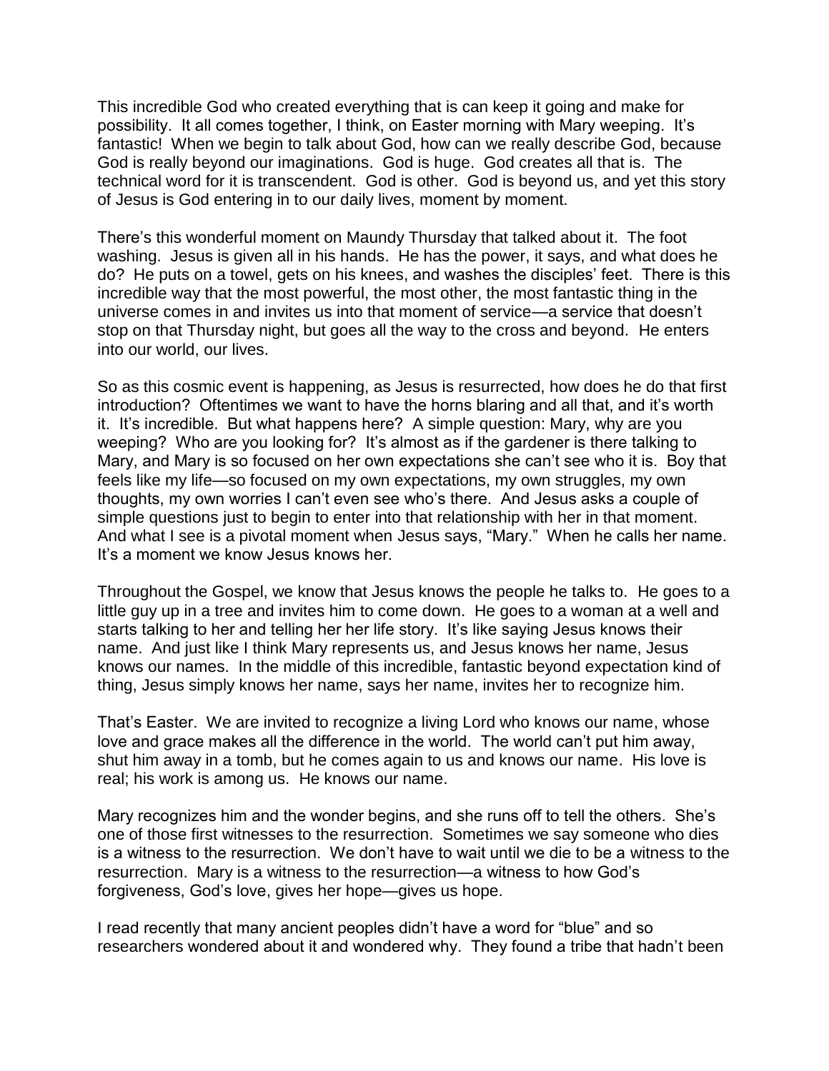This incredible God who created everything that is can keep it going and make for possibility. It all comes together, I think, on Easter morning with Mary weeping. It's fantastic! When we begin to talk about God, how can we really describe God, because God is really beyond our imaginations. God is huge. God creates all that is. The technical word for it is transcendent. God is other. God is beyond us, and yet this story of Jesus is God entering in to our daily lives, moment by moment.

There's this wonderful moment on Maundy Thursday that talked about it. The foot washing. Jesus is given all in his hands. He has the power, it says, and what does he do? He puts on a towel, gets on his knees, and washes the disciples' feet. There is this incredible way that the most powerful, the most other, the most fantastic thing in the universe comes in and invites us into that moment of service—a service that doesn't stop on that Thursday night, but goes all the way to the cross and beyond. He enters into our world, our lives.

So as this cosmic event is happening, as Jesus is resurrected, how does he do that first introduction? Oftentimes we want to have the horns blaring and all that, and it's worth it. It's incredible. But what happens here? A simple question: Mary, why are you weeping? Who are you looking for? It's almost as if the gardener is there talking to Mary, and Mary is so focused on her own expectations she can't see who it is. Boy that feels like my life—so focused on my own expectations, my own struggles, my own thoughts, my own worries I can't even see who's there. And Jesus asks a couple of simple questions just to begin to enter into that relationship with her in that moment. And what I see is a pivotal moment when Jesus says, "Mary." When he calls her name. It's a moment we know Jesus knows her.

Throughout the Gospel, we know that Jesus knows the people he talks to. He goes to a little guy up in a tree and invites him to come down. He goes to a woman at a well and starts talking to her and telling her her life story. It's like saying Jesus knows their name. And just like I think Mary represents us, and Jesus knows her name, Jesus knows our names. In the middle of this incredible, fantastic beyond expectation kind of thing, Jesus simply knows her name, says her name, invites her to recognize him.

That's Easter. We are invited to recognize a living Lord who knows our name, whose love and grace makes all the difference in the world. The world can't put him away, shut him away in a tomb, but he comes again to us and knows our name. His love is real; his work is among us. He knows our name.

Mary recognizes him and the wonder begins, and she runs off to tell the others. She's one of those first witnesses to the resurrection. Sometimes we say someone who dies is a witness to the resurrection. We don't have to wait until we die to be a witness to the resurrection. Mary is a witness to the resurrection—a witness to how God's forgiveness, God's love, gives her hope—gives us hope.

I read recently that many ancient peoples didn't have a word for "blue" and so researchers wondered about it and wondered why. They found a tribe that hadn't been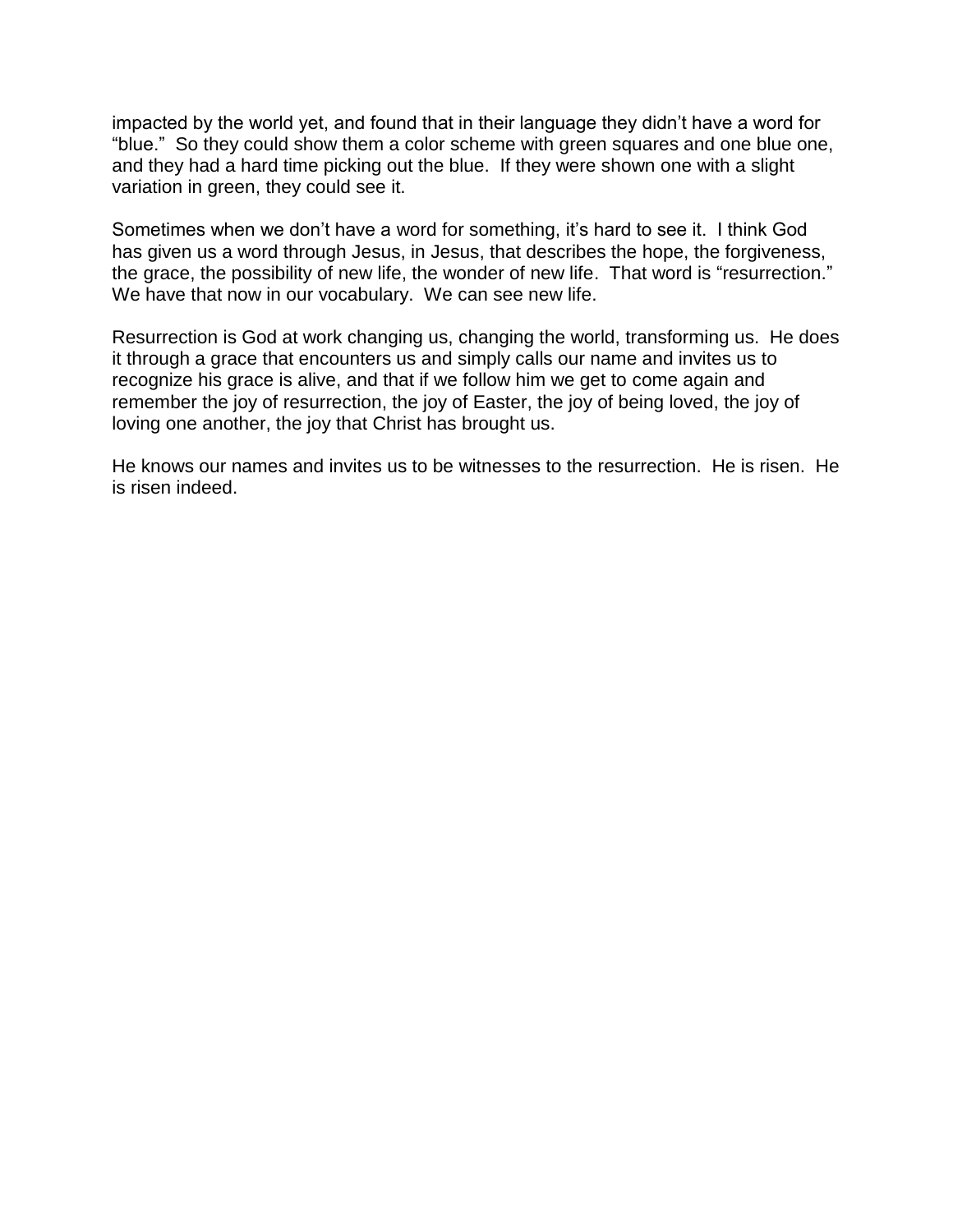impacted by the world yet, and found that in their language they didn't have a word for "blue." So they could show them a color scheme with green squares and one blue one, and they had a hard time picking out the blue. If they were shown one with a slight variation in green, they could see it.

Sometimes when we don't have a word for something, it's hard to see it. I think God has given us a word through Jesus, in Jesus, that describes the hope, the forgiveness, the grace, the possibility of new life, the wonder of new life. That word is "resurrection." We have that now in our vocabulary. We can see new life.

Resurrection is God at work changing us, changing the world, transforming us. He does it through a grace that encounters us and simply calls our name and invites us to recognize his grace is alive, and that if we follow him we get to come again and remember the joy of resurrection, the joy of Easter, the joy of being loved, the joy of loving one another, the joy that Christ has brought us.

He knows our names and invites us to be witnesses to the resurrection. He is risen. He is risen indeed.